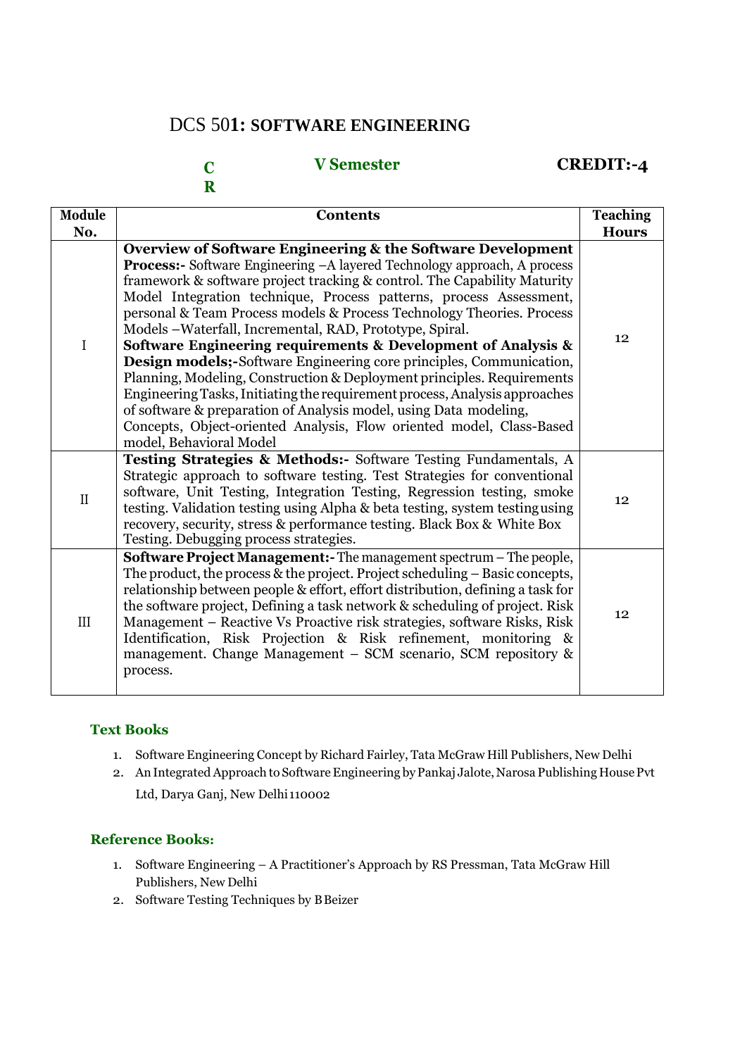# DCS 501: SOFTWARE ENGINEERING

**C R** **V Semester** **CREDIT:-4**

| Module No. | Contents | Teaching Hours |
|---|---|---|
| I | **Overview of Software Engineering & the Software Development Process:-** Software Engineering –A layered Technology approach, A process framework & software project tracking & control. The Capability Maturity Model Integration technique, Process patterns, process Assessment, personal & Team Process models & Process Technology Theories. Process Models –Waterfall, Incremental, RAD, Prototype, Spiral. **Software Engineering requirements & Development of Analysis & Design models;-**Software Engineering core principles, Communication, Planning, Modeling, Construction & Deployment principles. Requirements Engineering Tasks, Initiating the requirement process, Analysis approaches of software & preparation of Analysis model, using Data modeling, Concepts, Object-oriented Analysis, Flow oriented model, Class-Based model, Behavioral Model | 12 |
| II | **Testing Strategies & Methods:-** Software Testing Fundamentals, A Strategic approach to software testing. Test Strategies for conventional software, Unit Testing, Integration Testing, Regression testing, smoke testing. Validation testing using Alpha & beta testing, system testing using recovery, security, stress & performance testing. Black Box & White Box Testing. Debugging process strategies. | 12 |
| III | **Software Project Management:-** The management spectrum – The people, The product, the process & the project. Project scheduling – Basic concepts, relationship between people & effort, effort distribution, defining a task for the software project, Defining a task network & scheduling of project. Risk Management – Reactive Vs Proactive risk strategies, software Risks, Risk Identification, Risk Projection & Risk refinement, monitoring & management. Change Management – SCM scenario, SCM repository & process. | 12 |

## Text Books

1. Software Engineering Concept by Richard Fairley, Tata McGraw Hill Publishers, New Delhi
2. An Integrated Approach to Software Engineering by Pankaj Jalote, Narosa Publishing House Pvt Ltd, Darya Ganj, New Delhi 110002

## Reference Books:

1. Software Engineering – A Practitioner's Approach by RS Pressman, Tata McGraw Hill Publishers, New Delhi
2. Software Testing Techniques by B Beizer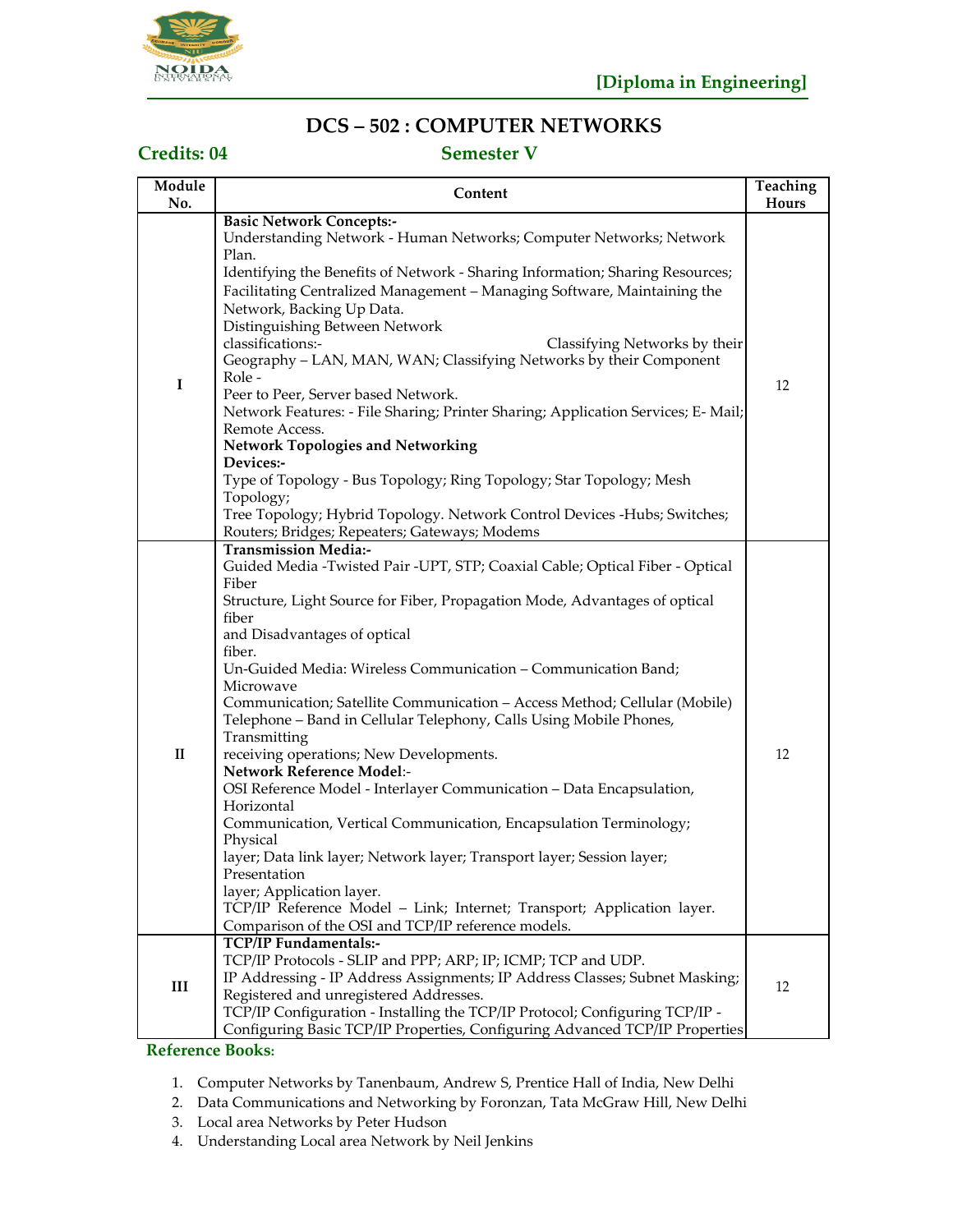**[Diploma in Engineering]**

# DCS – 502 : COMPUTER NETWORKS

**Credits: 04** **Semester V**

| Module No. | Content | Teaching Hours |
|---|---|---|
| I | **Basic Network Concepts:-** Understanding Network - Human Networks; Computer Networks; Network Plan. Identifying the Benefits of Network - Sharing Information; Sharing Resources; Facilitating Centralized Management – Managing Software, Maintaining the Network, Backing Up Data. Distinguishing Between Network classifications:- Classifying Networks by their Geography – LAN, MAN, WAN; Classifying Networks by their Component Role - Peer to Peer, Server based Network. Network Features: - File Sharing; Printer Sharing; Application Services; E- Mail; Remote Access. **Network Topologies and Networking Devices:-** Type of Topology - Bus Topology; Ring Topology; Star Topology; Mesh Topology; Tree Topology; Hybrid Topology. Network Control Devices -Hubs; Switches; Routers; Bridges; Repeaters; Gateways; Modems | 12 |
| II | **Transmission Media:-** Guided Media -Twisted Pair -UPT, STP; Coaxial Cable; Optical Fiber - Optical Fiber Structure, Light Source for Fiber, Propagation Mode, Advantages of optical fiber and Disadvantages of optical fiber. Un-Guided Media: Wireless Communication – Communication Band; Microwave Communication; Satellite Communication – Access Method; Cellular (Mobile) Telephone – Band in Cellular Telephony, Calls Using Mobile Phones, Transmitting receiving operations; New Developments. **Network Reference Model**:- OSI Reference Model - Interlayer Communication – Data Encapsulation, Horizontal Communication, Vertical Communication, Encapsulation Terminology; Physical layer; Data link layer; Network layer; Transport layer; Session layer; Presentation layer; Application layer. TCP/IP Reference Model – Link; Internet; Transport; Application layer. Comparison of the OSI and TCP/IP reference models. | 12 |
| III | **TCP/IP Fundamentals:-** TCP/IP Protocols - SLIP and PPP; ARP; IP; ICMP; TCP and UDP. IP Addressing - IP Address Assignments; IP Address Classes; Subnet Masking; Registered and unregistered Addresses. TCP/IP Configuration - Installing the TCP/IP Protocol; Configuring TCP/IP - Configuring Basic TCP/IP Properties, Configuring Advanced TCP/IP Properties | 12 |

**Reference Books:**

1. Computer Networks by Tanenbaum, Andrew S, Prentice Hall of India, New Delhi
2. Data Communications and Networking by Foronzan, Tata McGraw Hill, New Delhi
3. Local area Networks by Peter Hudson
4. Understanding Local area Network by Neil Jenkins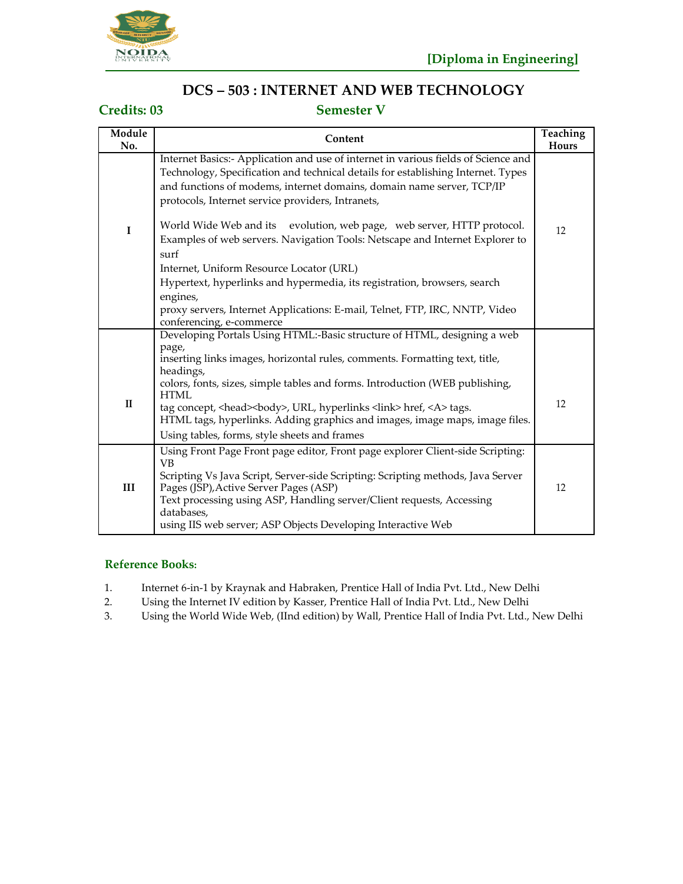**[Diploma in Engineering]**

## DCS – 503 : INTERNET AND WEB TECHNOLOGY

**Credits: 03** **Semester V**

| Module No. | Content | Teaching Hours |
|---|---|---|
| I | Internet Basics:- Application and use of internet in various fields of Science and Technology, Specification and technical details for establishing Internet. Types and functions of modems, internet domains, domain name server, TCP/IP protocols, Internet service providers, Intranets,<br><br>World Wide Web and its evolution, web page, web server, HTTP protocol. Examples of web servers. Navigation Tools: Netscape and Internet Explorer to surf<br>Internet, Uniform Resource Locator (URL)<br>Hypertext, hyperlinks and hypermedia, its registration, browsers, search engines,<br>proxy servers, Internet Applications: E-mail, Telnet, FTP, IRC, NNTP, Video conferencing, e-commerce | 12 |
| II | Developing Portals Using HTML:-Basic structure of HTML, designing a web page,<br>inserting links images, horizontal rules, comments. Formatting text, title, headings,<br>colors, fonts, sizes, simple tables and forms. Introduction (WEB publishing, HTML<br>tag concept, <head><body>, URL, hyperlinks <link> href, <A> tags.<br>HTML tags, hyperlinks. Adding graphics and images, image maps, image files.<br>Using tables, forms, style sheets and frames | 12 |
| III | Using Front Page Front page editor, Front page explorer Client-side Scripting: VB<br>Scripting Vs Java Script, Server-side Scripting: Scripting methods, Java Server Pages (JSP),Active Server Pages (ASP)<br>Text processing using ASP, Handling server/Client requests, Accessing databases,<br>using IIS web server; ASP Objects Developing Interactive Web | 12 |

### Reference Books:

1. Internet 6-in-1 by Kraynak and Habraken, Prentice Hall of India Pvt. Ltd., New Delhi
2. Using the Internet IV edition by Kasser, Prentice Hall of India Pvt. Ltd., New Delhi
3. Using the World Wide Web, (IInd edition) by Wall, Prentice Hall of India Pvt. Ltd., New Delhi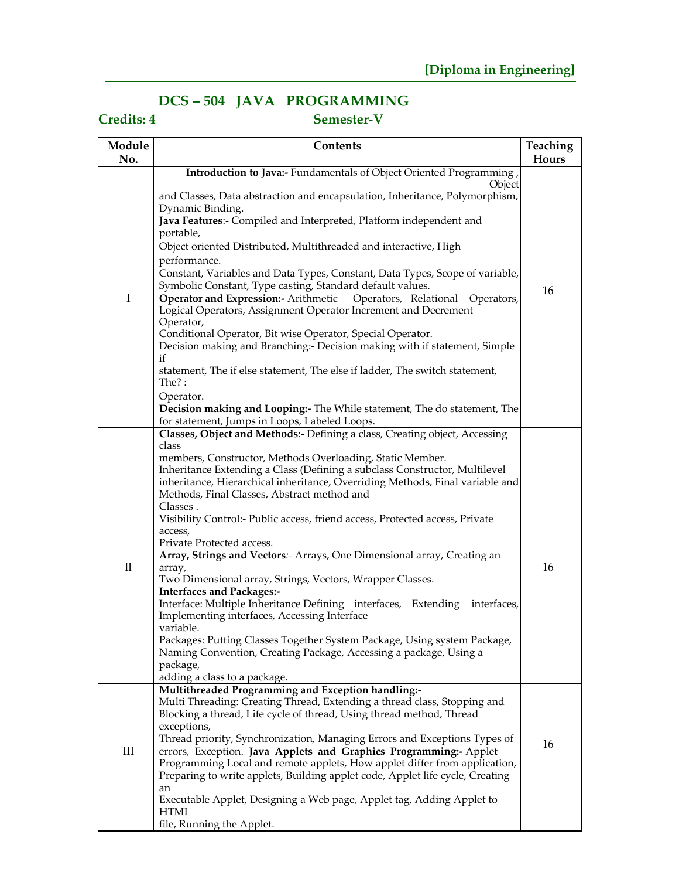**[Diploma in Engineering]**

## DCS – 504 JAVA PROGRAMMING

**Credits: 4** **Semester-V**

| Module No. | Contents | Teaching Hours |
|---|---|---|
| I | **Introduction to Java:-** Fundamentals of Object Oriented Programming , Object and Classes, Data abstraction and encapsulation, Inheritance, Polymorphism, Dynamic Binding. <br> **Java Features**:- Compiled and Interpreted, Platform independent and portable, Object oriented Distributed, Multithreaded and interactive, High performance. <br> Constant, Variables and Data Types, Constant, Data Types, Scope of variable, Symbolic Constant, Type casting, Standard default values. <br> **Operator and Expression:-** Arithmetic Operators, Relational Operators, Logical Operators, Assignment Operator Increment and Decrement Operator, Conditional Operator, Bit wise Operator, Special Operator. <br> Decision making and Branching:- Decision making with if statement, Simple if statement, The if else statement, The else if ladder, The switch statement, The? : Operator. <br> **Decision making and Looping:-** The While statement, The do statement, The for statement, Jumps in Loops, Labeled Loops. | 16 |
| II | **Classes, Object and Methods**:- Defining a class, Creating object, Accessing class members, Constructor, Methods Overloading, Static Member. <br> Inheritance Extending a Class (Defining a subclass Constructor, Multilevel inheritance, Hierarchical inheritance, Overriding Methods, Final variable and Methods, Final Classes, Abstract method and Classes . <br> Visibility Control:- Public access, friend access, Protected access, Private access, Private Protected access. <br> **Array, Strings and Vectors**:- Arrays, One Dimensional array, Creating an array, Two Dimensional array, Strings, Vectors, Wrapper Classes. <br> **Interfaces and Packages:-** <br> Interface: Multiple Inheritance Defining interfaces, Extending interfaces, Implementing interfaces, Accessing Interface variable. <br> Packages: Putting Classes Together System Package, Using system Package, Naming Convention, Creating Package, Accessing a package, Using a package, adding a class to a package. | 16 |
| III | **Multithreaded Programming and Exception handling:-** <br> Multi Threading: Creating Thread, Extending a thread class, Stopping and Blocking a thread, Life cycle of thread, Using thread method, Thread exceptions, Thread priority, Synchronization, Managing Errors and Exceptions Types of errors, Exception. **Java Applets and Graphics Programming:-** Applet Programming Local and remote applets, How applet differ from application, Preparing to write applets, Building applet code, Applet life cycle, Creating an Executable Applet, Designing a Web page, Applet tag, Adding Applet to HTML file, Running the Applet. | 16 |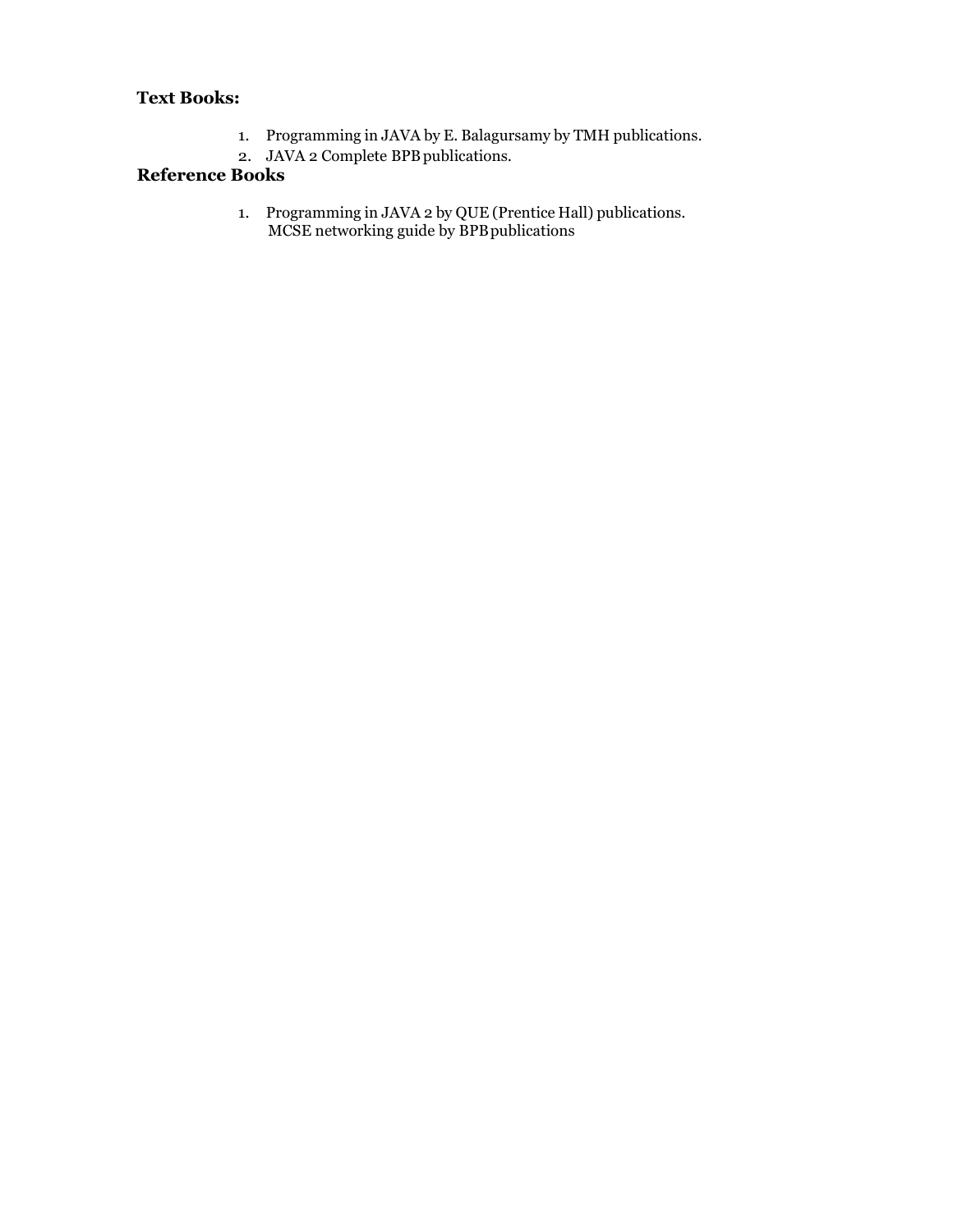**Text Books:**

1. Programming in JAVA by E. Balagursamy by TMH publications.
2. JAVA 2 Complete BPB publications.

**Reference Books**

1. Programming in JAVA 2 by QUE (Prentice Hall) publications.
   MCSE networking guide by BPB publications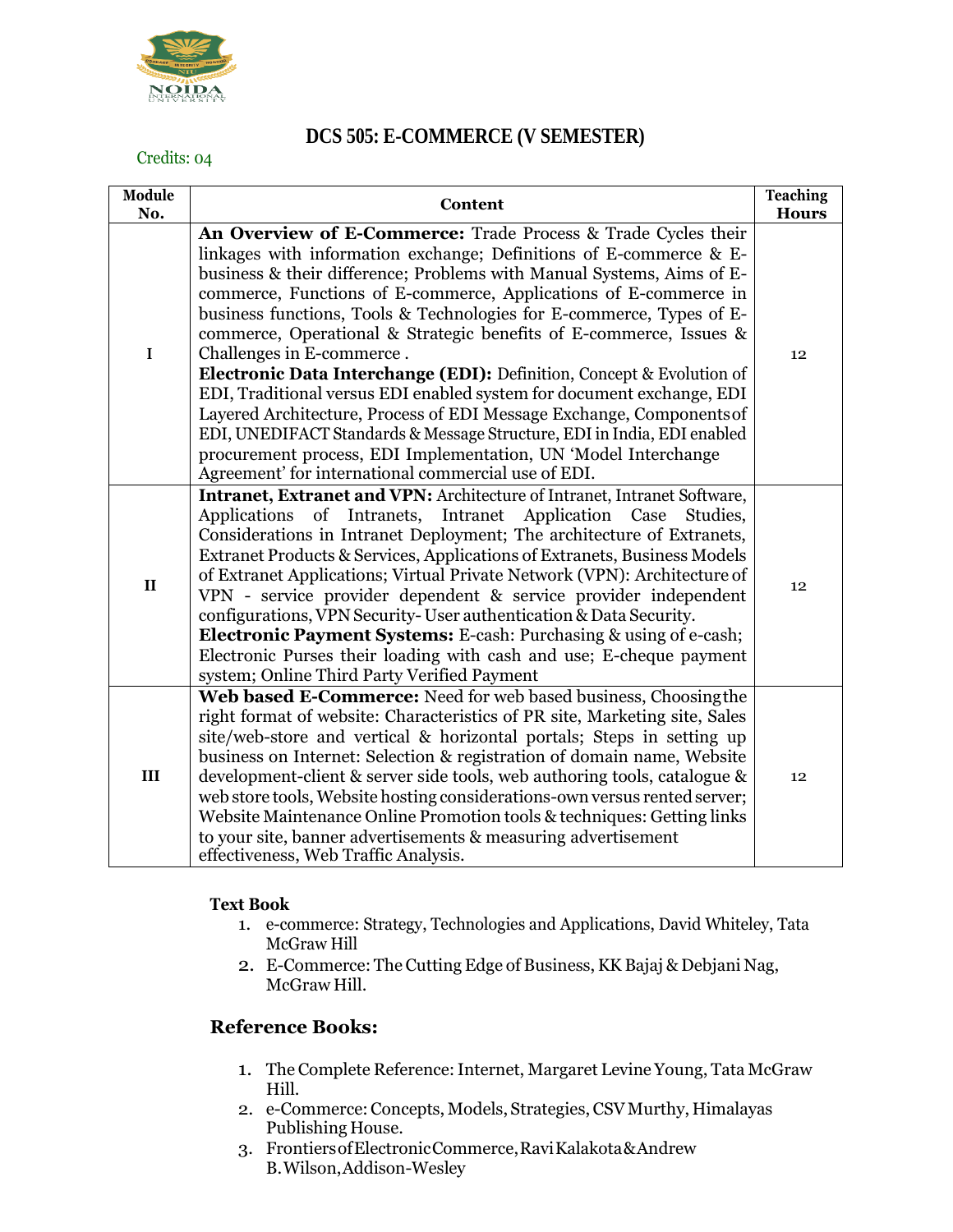## DCS 505: E-COMMERCE (V SEMESTER)

Credits: 04

| Module No. | Content | Teaching Hours |
|---|---|---|
| I | **An Overview of E-Commerce:** Trade Process & Trade Cycles their linkages with information exchange; Definitions of E-commerce & E-business & their difference; Problems with Manual Systems, Aims of E-commerce, Functions of E-commerce, Applications of E-commerce in business functions, Tools & Technologies for E-commerce, Types of E-commerce, Operational & Strategic benefits of E-commerce, Issues & Challenges in E-commerce . **Electronic Data Interchange (EDI):** Definition, Concept & Evolution of EDI, Traditional versus EDI enabled system for document exchange, EDI Layered Architecture, Process of EDI Message Exchange, Components of EDI, UNEDIFACT Standards & Message Structure, EDI in India, EDI enabled procurement process, EDI Implementation, UN 'Model Interchange Agreement' for international commercial use of EDI. | 12 |
| II | **Intranet, Extranet and VPN:** Architecture of Intranet, Intranet Software, Applications of Intranets, Intranet Application Case Studies, Considerations in Intranet Deployment; The architecture of Extranets, Extranet Products & Services, Applications of Extranets, Business Models of Extranet Applications; Virtual Private Network (VPN): Architecture of VPN - service provider dependent & service provider independent configurations, VPN Security- User authentication & Data Security. **Electronic Payment Systems:** E-cash: Purchasing & using of e-cash; Electronic Purses their loading with cash and use; E-cheque payment system; Online Third Party Verified Payment | 12 |
| III | **Web based E-Commerce:** Need for web based business, Choosing the right format of website: Characteristics of PR site, Marketing site, Sales site/web-store and vertical & horizontal portals; Steps in setting up business on Internet: Selection & registration of domain name, Website development-client & server side tools, web authoring tools, catalogue & web store tools, Website hosting considerations-own versus rented server; Website Maintenance Online Promotion tools & techniques: Getting links to your site, banner advertisements & measuring advertisement effectiveness, Web Traffic Analysis. | 12 |

**Text Book**

1. e-commerce: Strategy, Technologies and Applications, David Whiteley, Tata McGraw Hill
2. E-Commerce: The Cutting Edge of Business, KK Bajaj & Debjani Nag, McGraw Hill.

### Reference Books:

1. The Complete Reference: Internet, Margaret Levine Young, Tata McGraw Hill.
2. e-Commerce: Concepts, Models, Strategies, CSV Murthy, Himalayas Publishing House.
3. Frontiers of Electronic Commerce, Ravi Kalakota & Andrew B. Wilson, Addison-Wesley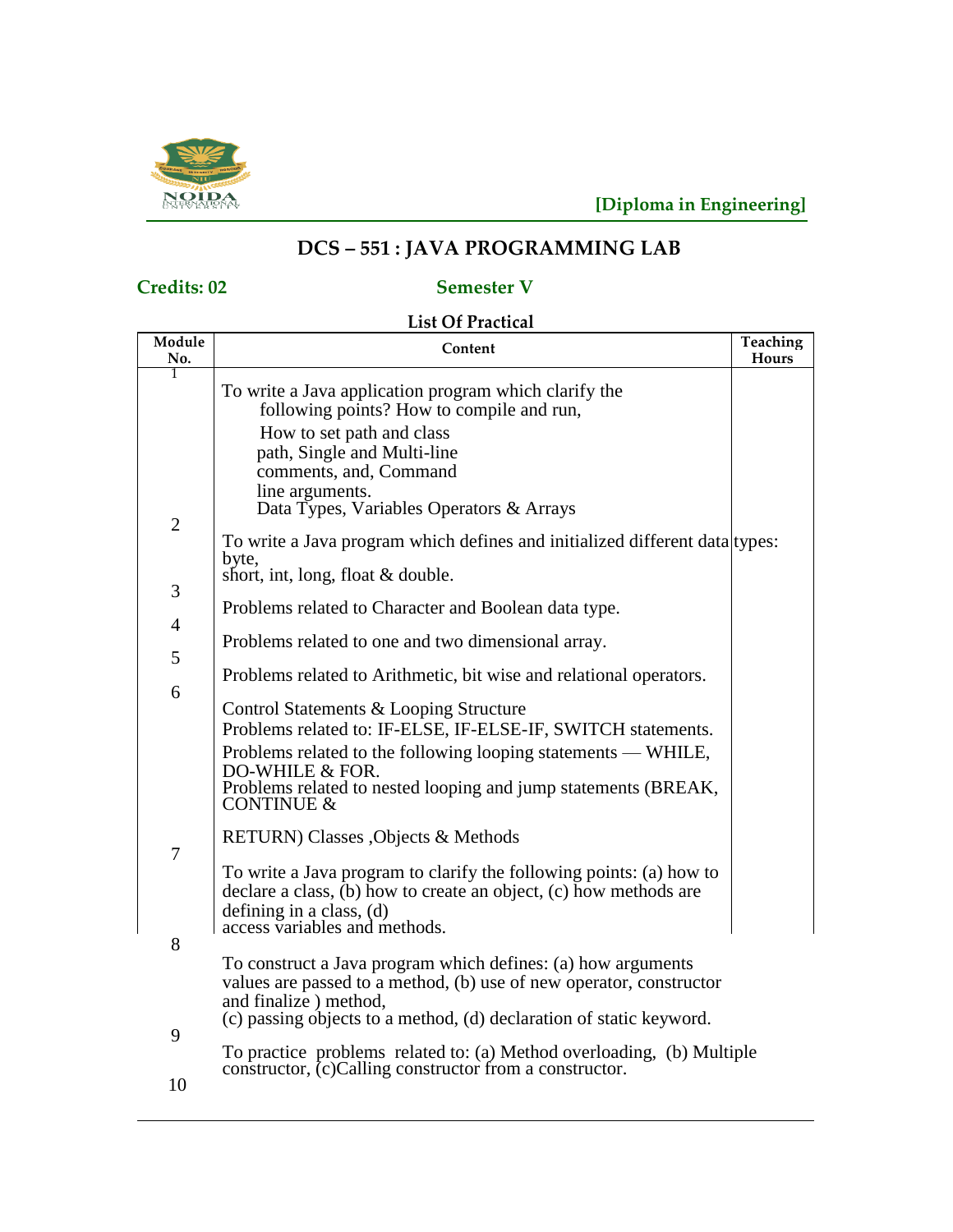[Diploma in Engineering]

# DCS – 551 : JAVA PROGRAMMING LAB

**Credits: 02** **Semester V**

**List Of Practical**

| Module No. | Content | Teaching Hours |
|---|---|---|
| 1 | To write a Java application program which clarify the following points? How to compile and run, How to set path and class path, Single and Multi-line comments, and, Command line arguments. Data Types, Variables Operators & Arrays | |
| 2 | To write a Java program which defines and initialized different data types: byte, short, int, long, float & double. | |
| 3 | Problems related to Character and Boolean data type. | |
| 4 | Problems related to one and two dimensional array. | |
| 5 | Problems related to Arithmetic, bit wise and relational operators. | |
| 6 | Control Statements & Looping Structure Problems related to: IF-ELSE, IF-ELSE-IF, SWITCH statements. Problems related to the following looping statements — WHILE, DO-WHILE & FOR. Problems related to nested looping and jump statements (BREAK, CONTINUE & RETURN) Classes ,Objects & Methods | |
| 7 | To write a Java program to clarify the following points: (a) how to declare a class, (b) how to create an object, (c) how methods are defining in a class, (d) access variables and methods. | |
| 8 | To construct a Java program which defines: (a) how arguments values are passed to a method, (b) use of new operator, constructor and finalize ) method, (c) passing objects to a method, (d) declaration of static keyword. | |
| 9 | To practice problems related to: (a) Method overloading, (b) Multiple constructor, (c)Calling constructor from a constructor. | |
| 10 | | |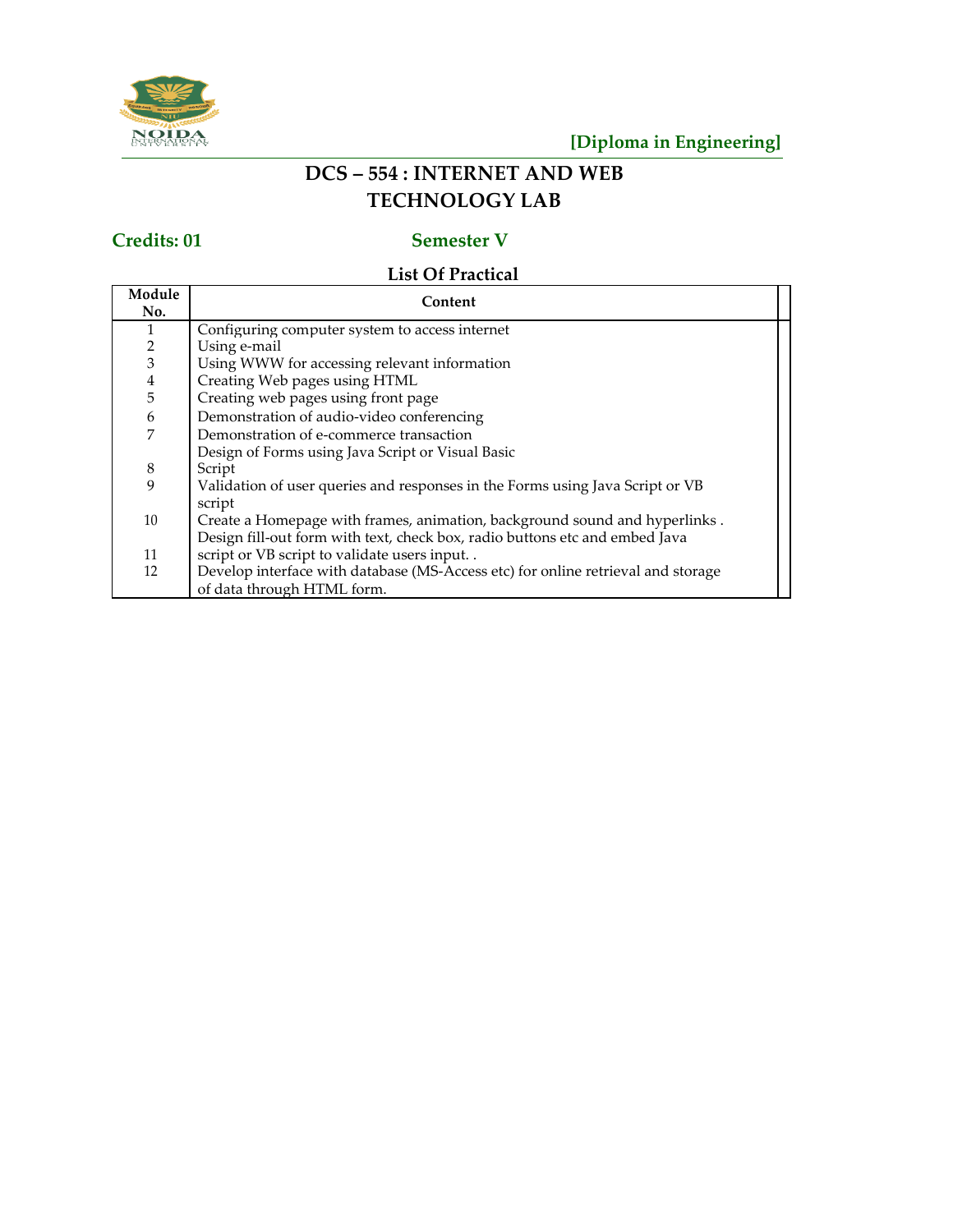[Diploma in Engineering]

# DCS – 554 : INTERNET AND WEB TECHNOLOGY LAB

**Credits: 01** **Semester V**

### List Of Practical

| Module No. | Content |
|---|---|
| 1 | Configuring computer system to access internet |
| 2 | Using e-mail |
| 3 | Using WWW for accessing relevant information |
| 4 | Creating Web pages using HTML |
| 5 | Creating web pages using front page |
| 6 | Demonstration of audio-video conferencing |
| 7 | Demonstration of e-commerce transaction |
| 8 | Design of Forms using Java Script or Visual Basic Script |
| 9 | Validation of user queries and responses in the Forms using Java Script or VB script |
| 10 | Create a Homepage with frames, animation, background sound and hyperlinks . |
| 11 | Design fill-out form with text, check box, radio buttons etc and embed Java script or VB script to validate users input. . |
| 12 | Develop interface with database (MS-Access etc) for online retrieval and storage of data through HTML form. |